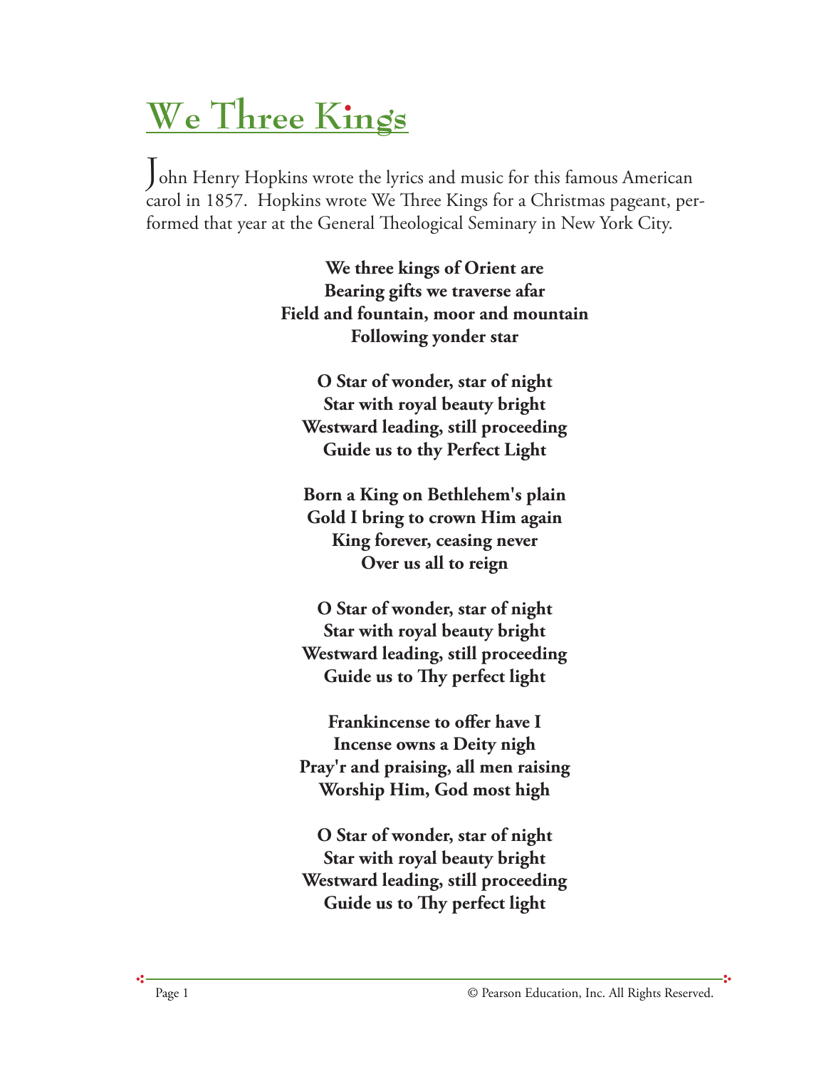# We Three Kings

John Henry Hopkins wrote the lyrics and music for this famous American carol in 1857. Hopkins wrote We Three Kings for a Christmas pageant, performed that year at the General Theological Seminary in New York City.

**We three kings of Orient are**
**Bearing gifts we traverse afar**
**Field and fountain, moor and mountain**
**Following yonder star**

**O Star of wonder, star of night**
**Star with royal beauty bright**
**Westward leading, still proceeding**
**Guide us to thy Perfect Light**

**Born a King on Bethlehem's plain**
**Gold I bring to crown Him again**
**King forever, ceasing never**
**Over us all to reign**

**O Star of wonder, star of night**
**Star with royal beauty bright**
**Westward leading, still proceeding**
**Guide us to Thy perfect light**

**Frankincense to offer have I**
**Incense owns a Deity nigh**
**Pray'r and praising, all men raising**
**Worship Him, God most high**

**O Star of wonder, star of night**
**Star with royal beauty bright**
**Westward leading, still proceeding**
**Guide us to Thy perfect light**

© Pearson Education, Inc. All Rights Reserved.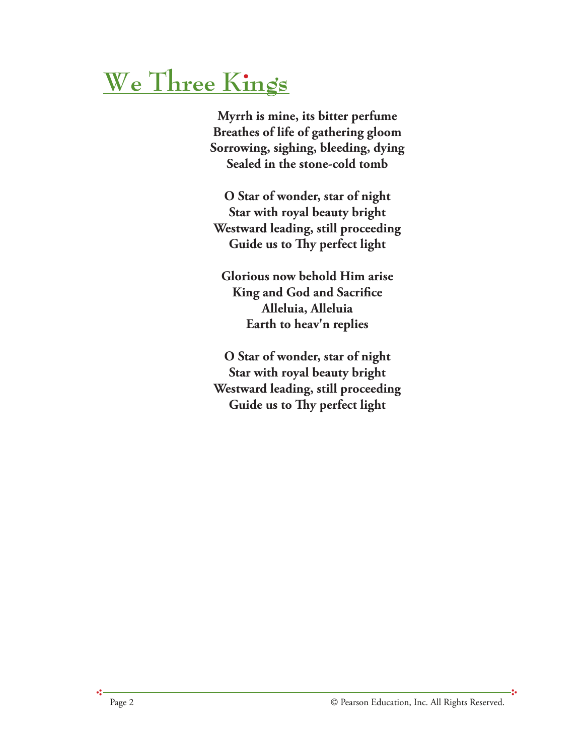# We Three Kings

**Myrrh is mine, its bitter perfume**
**Breathes of life of gathering gloom**
**Sorrowing, sighing, bleeding, dying**
**Sealed in the stone-cold tomb**

**O Star of wonder, star of night**
**Star with royal beauty bright**
**Westward leading, still proceeding**
**Guide us to Thy perfect light**

**Glorious now behold Him arise**
**King and God and Sacrifice**
**Alleluia, Alleluia**
**Earth to heav'n replies**

**O Star of wonder, star of night**
**Star with royal beauty bright**
**Westward leading, still proceeding**
**Guide us to Thy perfect light**

© Pearson Education, Inc. All Rights Reserved.